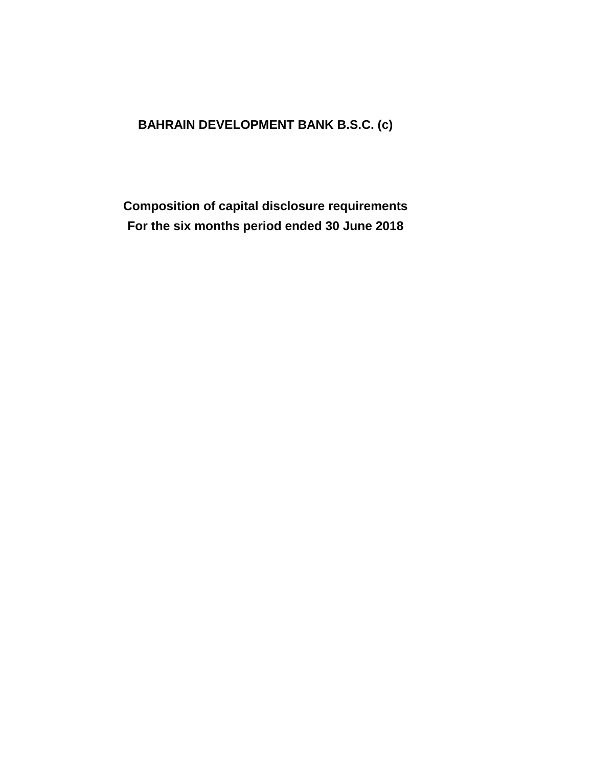# BAHRAIN DEVELOPMENT BANK B.S.C. (c)

## Composition of capital disclosure requirements
## For the six months period ended 30 June 2018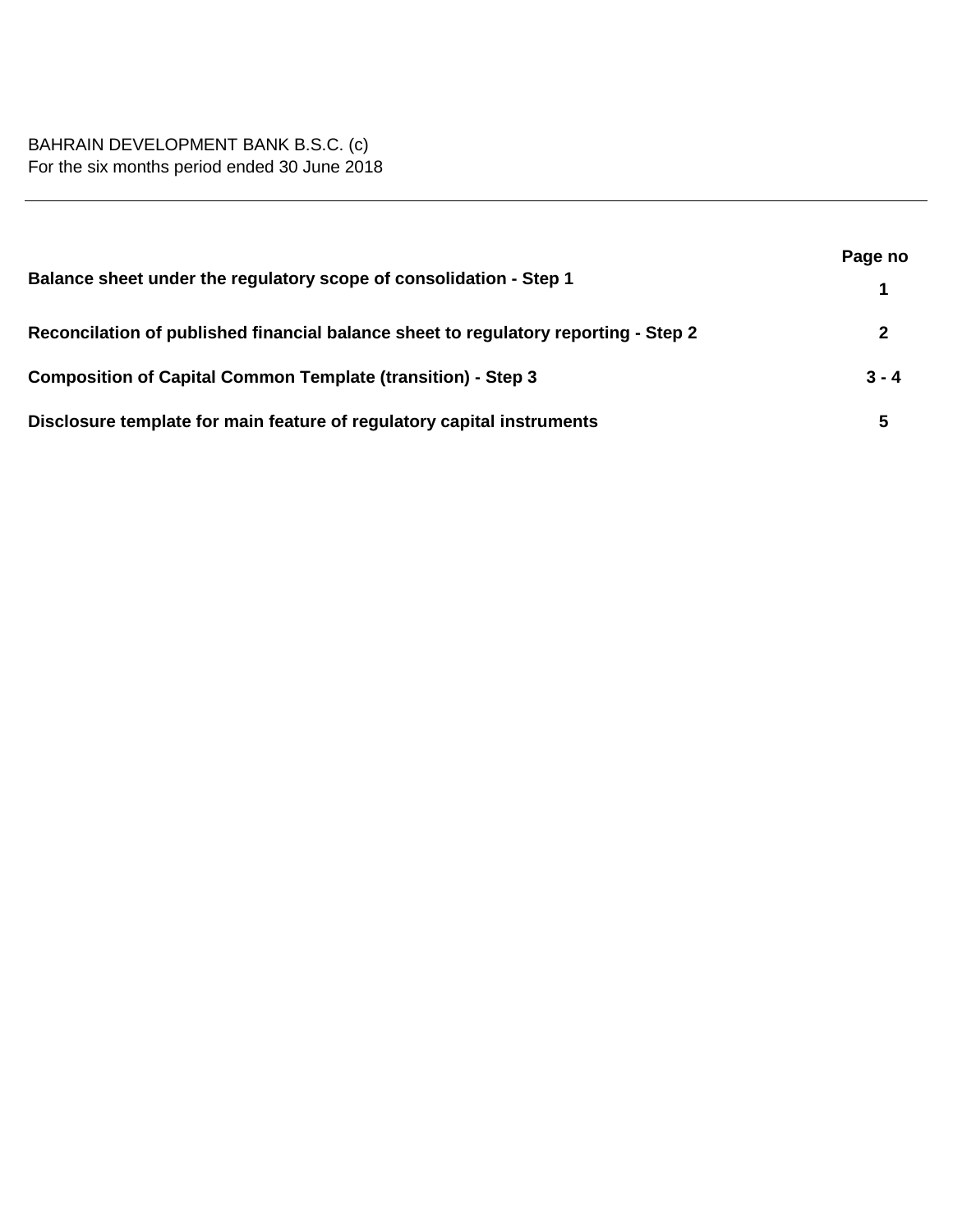BAHRAIN DEVELOPMENT BANK B.S.C. (c)
For the six months period ended 30 June 2018

---

| | Page no |
|---|---|
| **Balance sheet under the regulatory scope of consolidation - Step 1** | **1** |
| **Reconcilation of published financial balance sheet to regulatory reporting - Step 2** | **2** |
| **Composition of Capital Common Template (transition) - Step 3** | **3 - 4** |
| **Disclosure template for main feature of regulatory capital instruments** | **5** |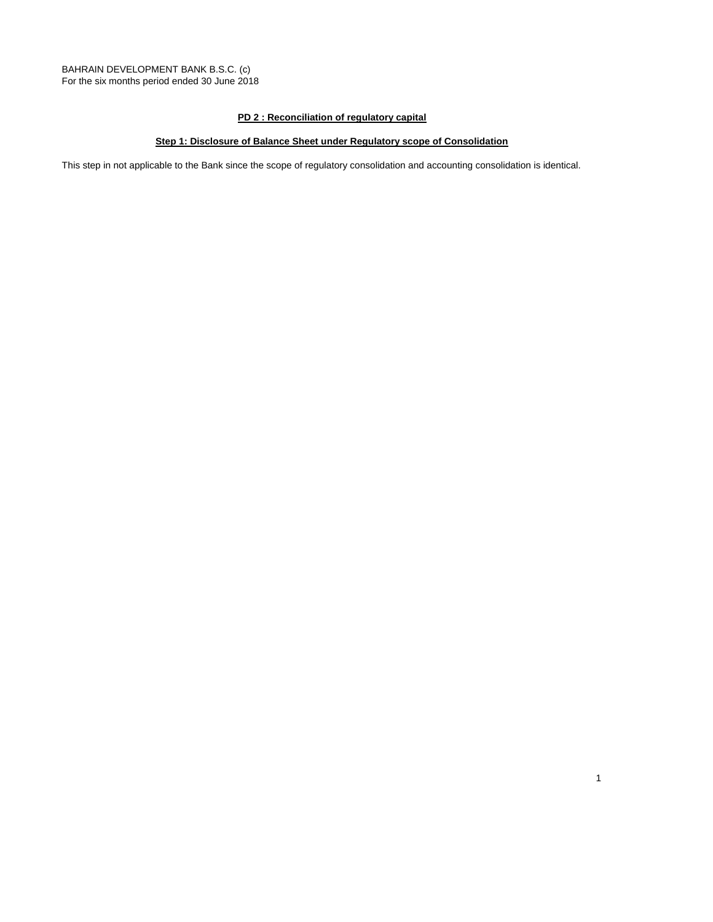BAHRAIN DEVELOPMENT BANK B.S.C. (c)
For the six months period ended 30 June 2018

## PD 2 : Reconciliation of regulatory capital

### Step 1: Disclosure of Balance Sheet under Regulatory scope of Consolidation

This step in not applicable to the Bank since the scope of regulatory consolidation and accounting consolidation is identical.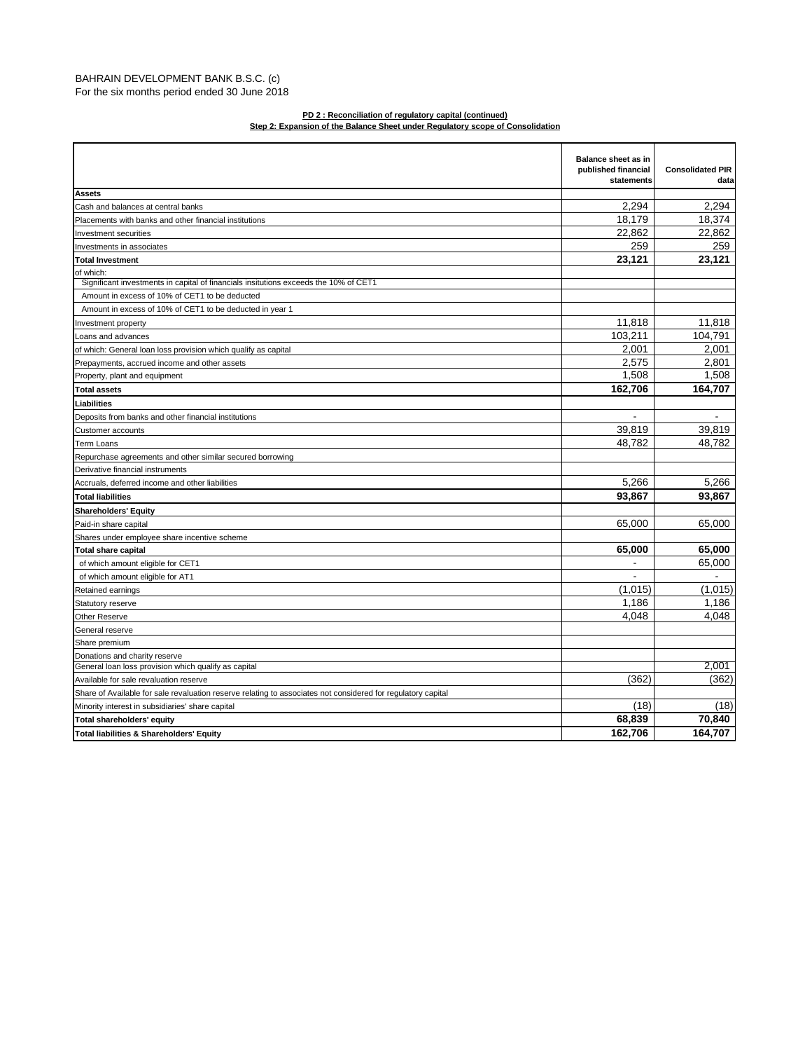BAHRAIN DEVELOPMENT BANK B.S.C. (c)
For the six months period ended 30 June 2018

**PD 2 : Reconciliation of regulatory capital (continued)**
**Step 2: Expansion of the Balance Sheet under Regulatory scope of Consolidation**

| | Balance sheet as in published financial statements | Consolidated PIR data |
|---|---|---|
| **Assets** | | |
| Cash and balances at central banks | 2,294 | 2,294 |
| Placements with banks and other financial institutions | 18,179 | 18,374 |
| Investment securities | 22,862 | 22,862 |
| Investments in associates | 259 | 259 |
| **Total Investment** | **23,121** | **23,121** |
| of which: | | |
| Significant investments in capital of financials insitutions exceeds the 10% of CET1 | | |
| Amount in excess of 10% of CET1 to be deducted | | |
| Amount in excess of 10% of CET1 to be deducted in year 1 | | |
| Investment property | 11,818 | 11,818 |
| Loans and advances | 103,211 | 104,791 |
| of which: General loan loss provision which qualify as capital | 2,001 | 2,001 |
| Prepayments, accrued income and other assets | 2,575 | 2,801 |
| Property, plant and equipment | 1,508 | 1,508 |
| **Total assets** | **162,706** | **164,707** |
| **Liabilities** | | |
| Deposits from banks and other financial institutions | - | - |
| Customer accounts | 39,819 | 39,819 |
| Term Loans | 48,782 | 48,782 |
| Repurchase agreements and other similar secured borrowing | | |
| Derivative financial instruments | | |
| Accruals, deferred income and other liabilities | 5,266 | 5,266 |
| **Total liabilities** | **93,867** | **93,867** |
| **Shareholders' Equity** | | |
| Paid-in share capital | 65,000 | 65,000 |
| Shares under employee share incentive scheme | | |
| **Total share capital** | **65,000** | **65,000** |
| of which amount eligible for CET1 | - | 65,000 |
| of which amount eligible for AT1 | - | - |
| Retained earnings | (1,015) | (1,015) |
| Statutory reserve | 1,186 | 1,186 |
| Other Reserve | 4,048 | 4,048 |
| General reserve | | |
| Share premium | | |
| Donations and charity reserve | | |
| General loan loss provision which qualify as capital | | 2,001 |
| Available for sale revaluation reserve | (362) | (362) |
| Share of Available for sale revaluation reserve relating to associates not considered for regulatory capital | | |
| Minority interest in subsidiaries' share capital | (18) | (18) |
| **Total shareholders' equity** | **68,839** | **70,840** |
| **Total liabilities & Shareholders' Equity** | **162,706** | **164,707** |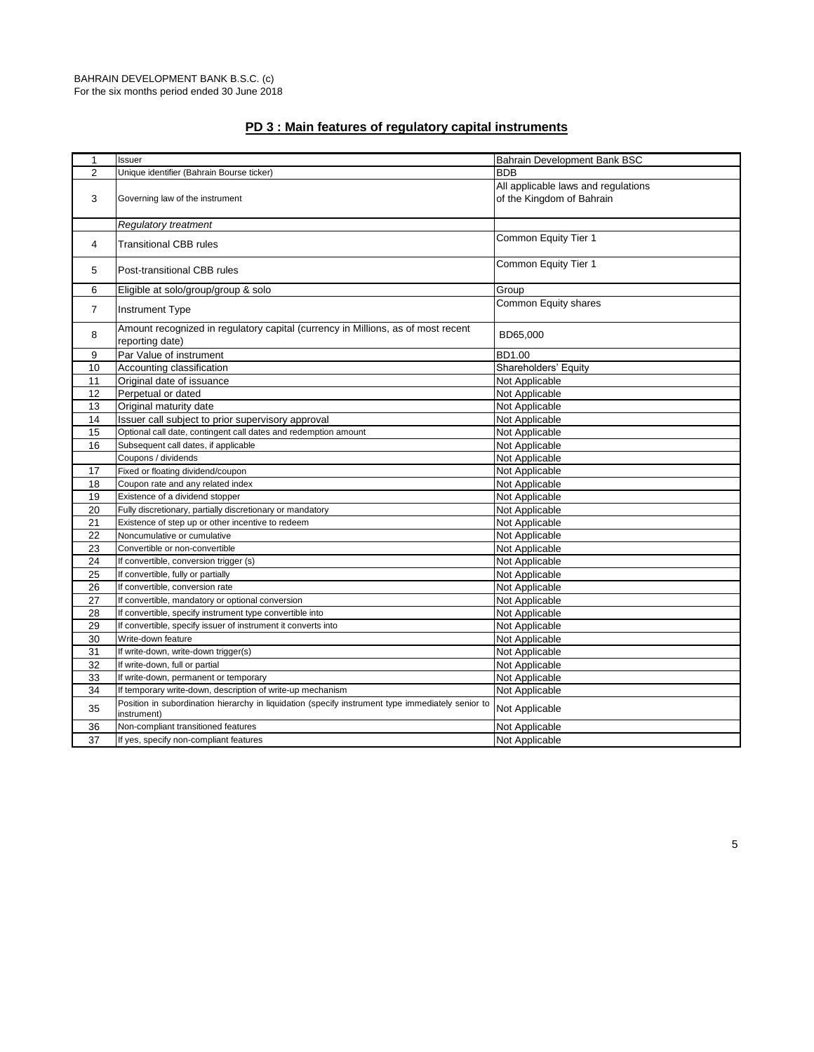BAHRAIN DEVELOPMENT BANK B.S.C. (c)
For the six months period ended 30 June 2018

## PD 3 : Main features of regulatory capital instruments

| | | |
|---|---|---|
| 1 | Issuer | Bahrain Development Bank BSC |
| 2 | Unique identifier (Bahrain Bourse ticker) | BDB |
| 3 | Governing law of the instrument | All applicable laws and regulations of the Kingdom of Bahrain |
| | *Regulatory treatment* | |
| 4 | Transitional CBB rules | Common Equity Tier 1 |
| 5 | Post-transitional CBB rules | Common Equity Tier 1 |
| 6 | Eligible at solo/group/group & solo | Group |
| 7 | Instrument Type | Common Equity shares |
| 8 | Amount recognized in regulatory capital (currency in Millions, as of most recent reporting date) | BD65,000 |
| 9 | Par Value of instrument | BD1.00 |
| 10 | Accounting classification | Shareholders' Equity |
| 11 | Original date of issuance | Not Applicable |
| 12 | Perpetual or dated | Not Applicable |
| 13 | Original maturity date | Not Applicable |
| 14 | Issuer call subject to prior supervisory approval | Not Applicable |
| 15 | Optional call date, contingent call dates and redemption amount | Not Applicable |
| 16 | Subsequent call dates, if applicable | Not Applicable |
| | Coupons / dividends | Not Applicable |
| 17 | Fixed or floating dividend/coupon | Not Applicable |
| 18 | Coupon rate and any related index | Not Applicable |
| 19 | Existence of a dividend stopper | Not Applicable |
| 20 | Fully discretionary, partially discretionary or mandatory | Not Applicable |
| 21 | Existence of step up or other incentive to redeem | Not Applicable |
| 22 | Noncumulative or cumulative | Not Applicable |
| 23 | Convertible or non-convertible | Not Applicable |
| 24 | If convertible, conversion trigger (s) | Not Applicable |
| 25 | If convertible, fully or partially | Not Applicable |
| 26 | If convertible, conversion rate | Not Applicable |
| 27 | If convertible, mandatory or optional conversion | Not Applicable |
| 28 | If convertible, specify instrument type convertible into | Not Applicable |
| 29 | If convertible, specify issuer of instrument it converts into | Not Applicable |
| 30 | Write-down feature | Not Applicable |
| 31 | If write-down, write-down trigger(s) | Not Applicable |
| 32 | If write-down, full or partial | Not Applicable |
| 33 | If write-down, permanent or temporary | Not Applicable |
| 34 | If temporary write-down, description of write-up mechanism | Not Applicable |
| 35 | Position in subordination hierarchy in liquidation (specify instrument type immediately senior to instrument) | Not Applicable |
| 36 | Non-compliant transitioned features | Not Applicable |
| 37 | If yes, specify non-compliant features | Not Applicable |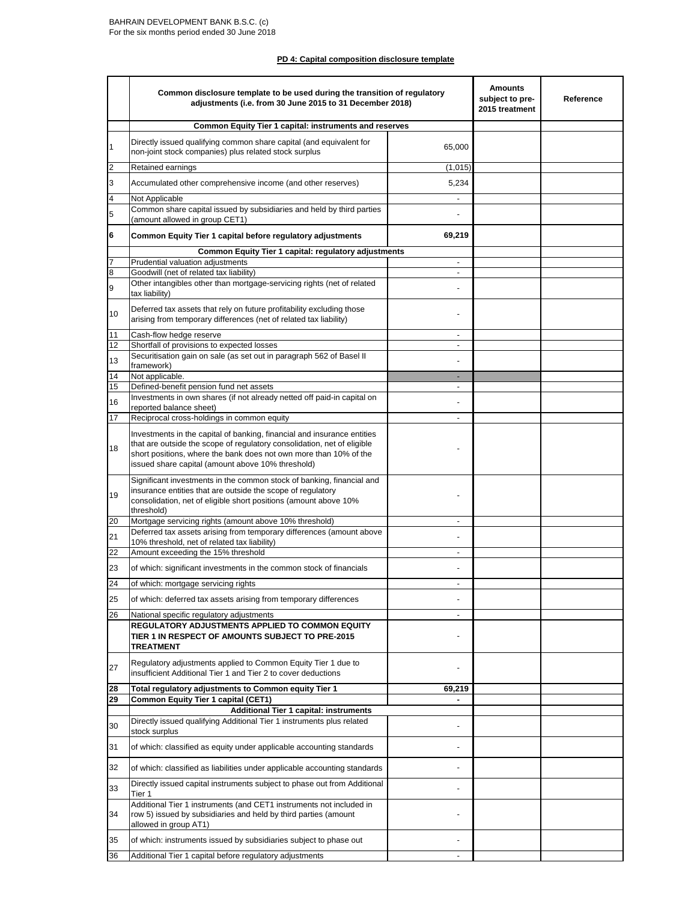BAHRAIN DEVELOPMENT BANK B.S.C. (c)
For the six months period ended 30 June 2018

## PD 4: Capital composition disclosure template

| | Common disclosure template to be used during the transition of regulatory adjustments (i.e. from 30 June 2015 to 31 December 2018) | | Amounts subject to pre-2015 treatment | Reference |
|---|---|---|---|---|
| | **Common Equity Tier 1 capital: instruments and reserves** | | | |
| 1 | Directly issued qualifying common share capital (and equivalent for non-joint stock companies) plus related stock surplus | 65,000 | | |
| 2 | Retained earnings | (1,015) | | |
| 3 | Accumulated other comprehensive income (and other reserves) | 5,234 | | |
| 4 | Not Applicable | - | | |
| 5 | Common share capital issued by subsidiaries and held by third parties (amount allowed in group CET1) | - | | |
| **6** | **Common Equity Tier 1 capital before regulatory adjustments** | **69,219** | | |
| | **Common Equity Tier 1 capital: regulatory adjustments** | | | |
| 7 | Prudential valuation adjustments | - | | |
| 8 | Goodwill (net of related tax liability) | - | | |
| 9 | Other intangibles other than mortgage-servicing rights (net of related tax liability) | - | | |
| 10 | Deferred tax assets that rely on future profitability excluding those arising from temporary differences (net of related tax liability) | - | | |
| 11 | Cash-flow hedge reserve | - | | |
| 12 | Shortfall of provisions to expected losses | - | | |
| 13 | Securitisation gain on sale (as set out in paragraph 562 of Basel II framework) | - | | |
| 14 | Not applicable. | - | | |
| 15 | Defined-benefit pension fund net assets | - | | |
| 16 | Investments in own shares (if not already netted off paid-in capital on reported balance sheet) | - | | |
| 17 | Reciprocal cross-holdings in common equity | - | | |
| 18 | Investments in the capital of banking, financial and insurance entities that are outside the scope of regulatory consolidation, net of eligible short positions, where the bank does not own more than 10% of the issued share capital (amount above 10% threshold) | - | | |
| 19 | Significant investments in the common stock of banking, financial and insurance entities that are outside the scope of regulatory consolidation, net of eligible short positions (amount above 10% threshold) | - | | |
| 20 | Mortgage servicing rights (amount above 10% threshold) | - | | |
| 21 | Deferred tax assets arising from temporary differences (amount above 10% threshold, net of related tax liability) | - | | |
| 22 | Amount exceeding the 15% threshold | - | | |
| 23 | of which: significant investments in the common stock of financials | - | | |
| 24 | of which: mortgage servicing rights | - | | |
| 25 | of which: deferred tax assets arising from temporary differences | - | | |
| 26 | National specific regulatory adjustments | - | | |
| | **REGULATORY ADJUSTMENTS APPLIED TO COMMON EQUITY TIER 1 IN RESPECT OF AMOUNTS SUBJECT TO PRE-2015 TREATMENT** | - | | |
| 27 | Regulatory adjustments applied to Common Equity Tier 1 due to insufficient Additional Tier 1 and Tier 2 to cover deductions | - | | |
| **28** | **Total regulatory adjustments to Common equity Tier 1** | **69,219** | | |
| **29** | **Common Equity Tier 1 capital (CET1)** | **-** | | |
| | **Additional Tier 1 capital: instruments** | | | |
| 30 | Directly issued qualifying Additional Tier 1 instruments plus related stock surplus | - | | |
| 31 | of which: classified as equity under applicable accounting standards | - | | |
| 32 | of which: classified as liabilities under applicable accounting standards | - | | |
| 33 | Directly issued capital instruments subject to phase out from Additional Tier 1 | - | | |
| 34 | Additional Tier 1 instruments (and CET1 instruments not included in row 5) issued by subsidiaries and held by third parties (amount allowed in group AT1) | - | | |
| 35 | of which: instruments issued by subsidiaries subject to phase out | - | | |
| 36 | Additional Tier 1 capital before regulatory adjustments | - | | |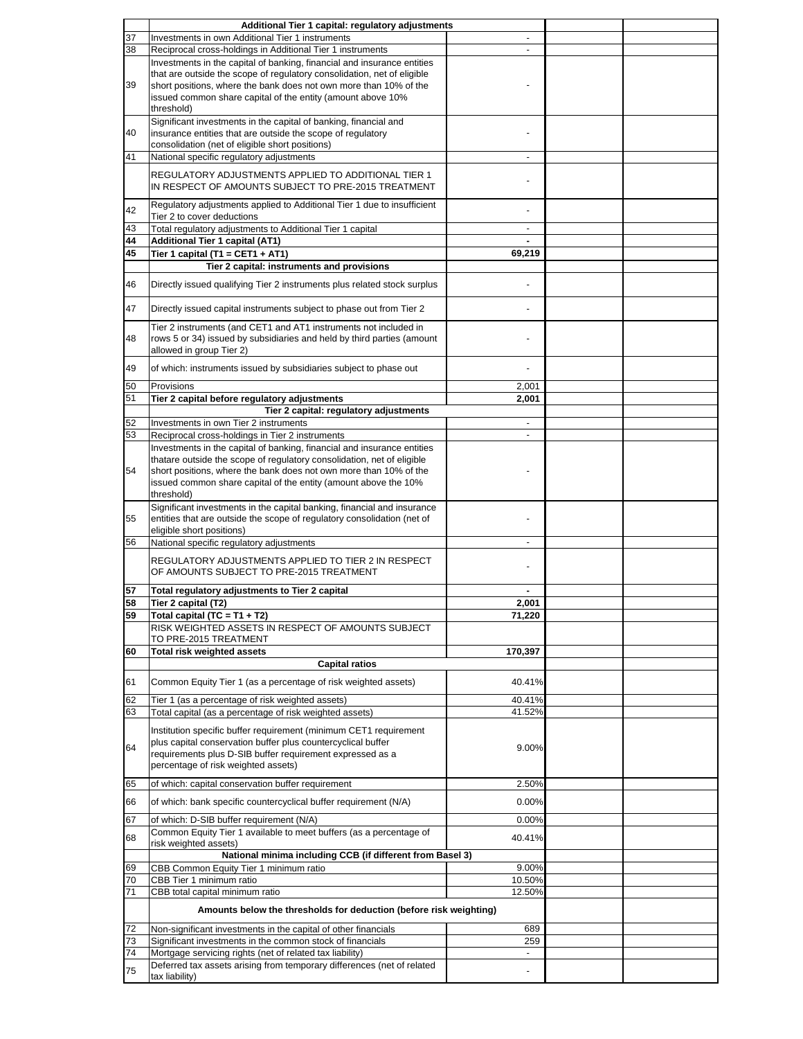| | | | | |
|---|---|---|---|---|
| | **Additional Tier 1 capital: regulatory adjustments** | | | |
| 37 | Investments in own Additional Tier 1 instruments | - | | |
| 38 | Reciprocal cross-holdings in Additional Tier 1 instruments | - | | |
| 39 | Investments in the capital of banking, financial and insurance entities that are outside the scope of regulatory consolidation, net of eligible short positions, where the bank does not own more than 10% of the issued common share capital of the entity (amount above 10% threshold) | - | | |
| 40 | Significant investments in the capital of banking, financial and insurance entities that are outside the scope of regulatory consolidation (net of eligible short positions) | - | | |
| 41 | National specific regulatory adjustments | - | | |
| | REGULATORY ADJUSTMENTS APPLIED TO ADDITIONAL TIER 1 IN RESPECT OF AMOUNTS SUBJECT TO PRE-2015 TREATMENT | - | | |
| 42 | Regulatory adjustments applied to Additional Tier 1 due to insufficient Tier 2 to cover deductions | - | | |
| 43 | Total regulatory adjustments to Additional Tier 1 capital | - | | |
| **44** | **Additional Tier 1 capital (AT1)** | **-** | | |
| **45** | **Tier 1 capital (T1 = CET1 + AT1)** | **69,219** | | |
| | **Tier 2 capital: instruments and provisions** | | | |
| 46 | Directly issued qualifying Tier 2 instruments plus related stock surplus | - | | |
| 47 | Directly issued capital instruments subject to phase out from Tier 2 | - | | |
| 48 | Tier 2 instruments (and CET1 and AT1 instruments not included in rows 5 or 34) issued by subsidiaries and held by third parties (amount allowed in group Tier 2) | - | | |
| 49 | of which: instruments issued by subsidiaries subject to phase out | - | | |
| 50 | Provisions | 2,001 | | |
| 51 | **Tier 2 capital before regulatory adjustments** | **2,001** | | |
| | **Tier 2 capital: regulatory adjustments** | | | |
| 52 | Investments in own Tier 2 instruments | - | | |
| 53 | Reciprocal cross-holdings in Tier 2 instruments | - | | |
| 54 | Investments in the capital of banking, financial and insurance entities thatare outside the scope of regulatory consolidation, net of eligible short positions, where the bank does not own more than 10% of the issued common share capital of the entity (amount above the 10% threshold) | - | | |
| 55 | Significant investments in the capital banking, financial and insurance entities that are outside the scope of regulatory consolidation (net of eligible short positions) | - | | |
| 56 | National specific regulatory adjustments | - | | |
| | REGULATORY ADJUSTMENTS APPLIED TO TIER 2 IN RESPECT OF AMOUNTS SUBJECT TO PRE-2015 TREATMENT | - | | |
| **57** | **Total regulatory adjustments to Tier 2 capital** | **-** | | |
| **58** | **Tier 2 capital (T2)** | **2,001** | | |
| **59** | **Total capital (TC = T1 + T2)** | **71,220** | | |
| | RISK WEIGHTED ASSETS IN RESPECT OF AMOUNTS SUBJECT TO PRE-2015 TREATMENT | | | |
| **60** | **Total risk weighted assets** | **170,397** | | |
| | **Capital ratios** | | | |
| 61 | Common Equity Tier 1 (as a percentage of risk weighted assets) | 40.41% | | |
| 62 | Tier 1 (as a percentage of risk weighted assets) | 40.41% | | |
| 63 | Total capital (as a percentage of risk weighted assets) | 41.52% | | |
| 64 | Institution specific buffer requirement (minimum CET1 requirement plus capital conservation buffer plus countercyclical buffer requirements plus D-SIB buffer requirement expressed as a percentage of risk weighted assets) | 9.00% | | |
| 65 | of which: capital conservation buffer requirement | 2.50% | | |
| 66 | of which: bank specific countercyclical buffer requirement (N/A) | 0.00% | | |
| 67 | of which: D-SIB buffer requirement (N/A) | 0.00% | | |
| 68 | Common Equity Tier 1 available to meet buffers (as a percentage of risk weighted assets) | 40.41% | | |
| | **National minima including CCB (if different from Basel 3)** | | | |
| 69 | CBB Common Equity Tier 1 minimum ratio | 9.00% | | |
| 70 | CBB Tier 1 minimum ratio | 10.50% | | |
| 71 | CBB total capital minimum ratio | 12.50% | | |
| | **Amounts below the thresholds for deduction (before risk weighting)** | | | |
| 72 | Non-significant investments in the capital of other financials | 689 | | |
| 73 | Significant investments in the common stock of financials | 259 | | |
| 74 | Mortgage servicing rights (net of related tax liability) | - | | |
| 75 | Deferred tax assets arising from temporary differences (net of related tax liability) | - | | |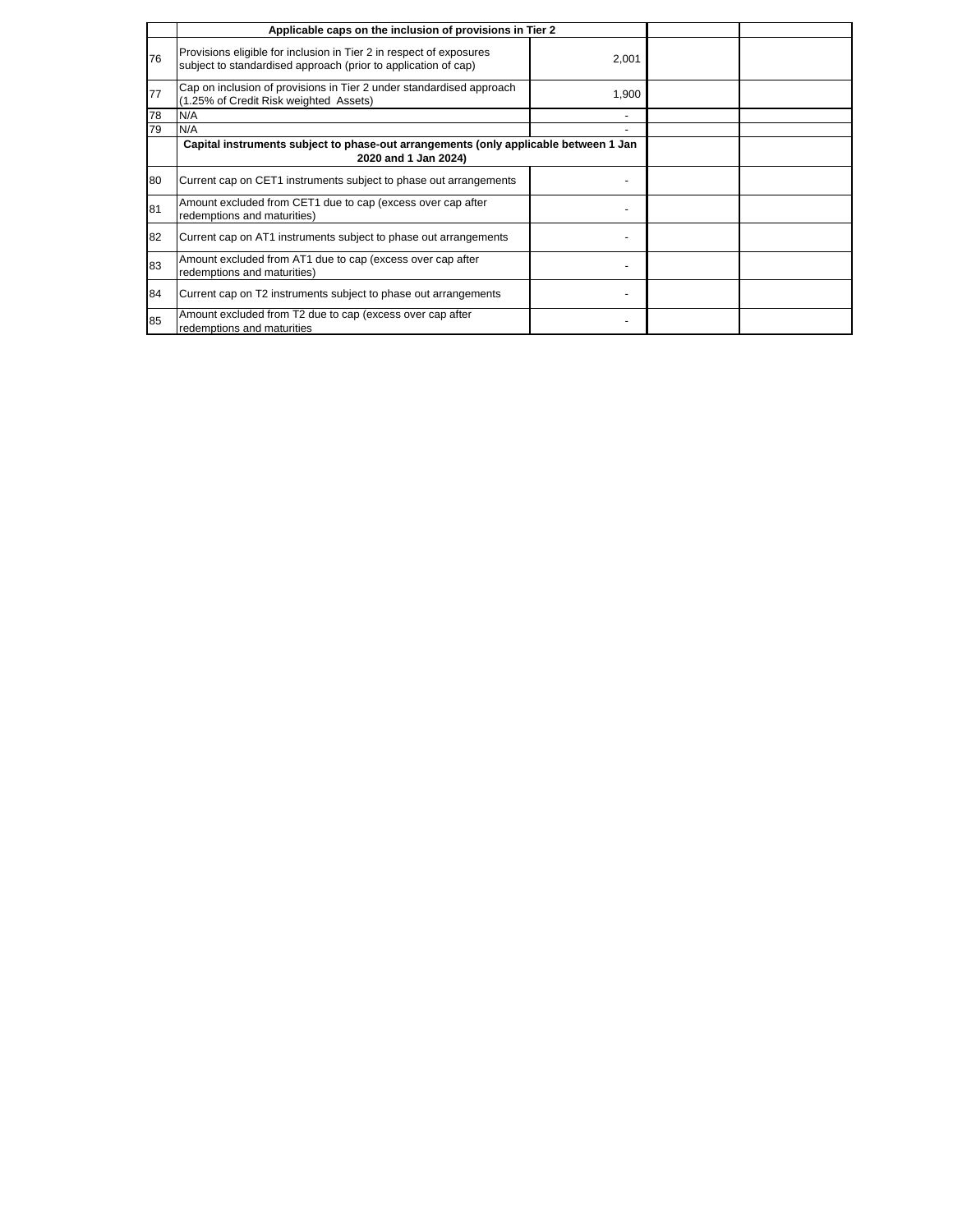| | | | | |
|---|---|---|---|---|
| | **Applicable caps on the inclusion of provisions in Tier 2** | | | |
| 76 | Provisions eligible for inclusion in Tier 2 in respect of exposures subject to standardised approach (prior to application of cap) | 2,001 | | |
| 77 | Cap on inclusion of provisions in Tier 2 under standardised approach (1.25% of Credit Risk weighted Assets) | 1,900 | | |
| 78 | N/A | - | | |
| 79 | N/A | - | | |
| | **Capital instruments subject to phase-out arrangements (only applicable between 1 Jan 2020 and 1 Jan 2024)** | | | |
| 80 | Current cap on CET1 instruments subject to phase out arrangements | - | | |
| 81 | Amount excluded from CET1 due to cap (excess over cap after redemptions and maturities) | - | | |
| 82 | Current cap on AT1 instruments subject to phase out arrangements | - | | |
| 83 | Amount excluded from AT1 due to cap (excess over cap after redemptions and maturities) | - | | |
| 84 | Current cap on T2 instruments subject to phase out arrangements | - | | |
| 85 | Amount excluded from T2 due to cap (excess over cap after redemptions and maturities | - | | |